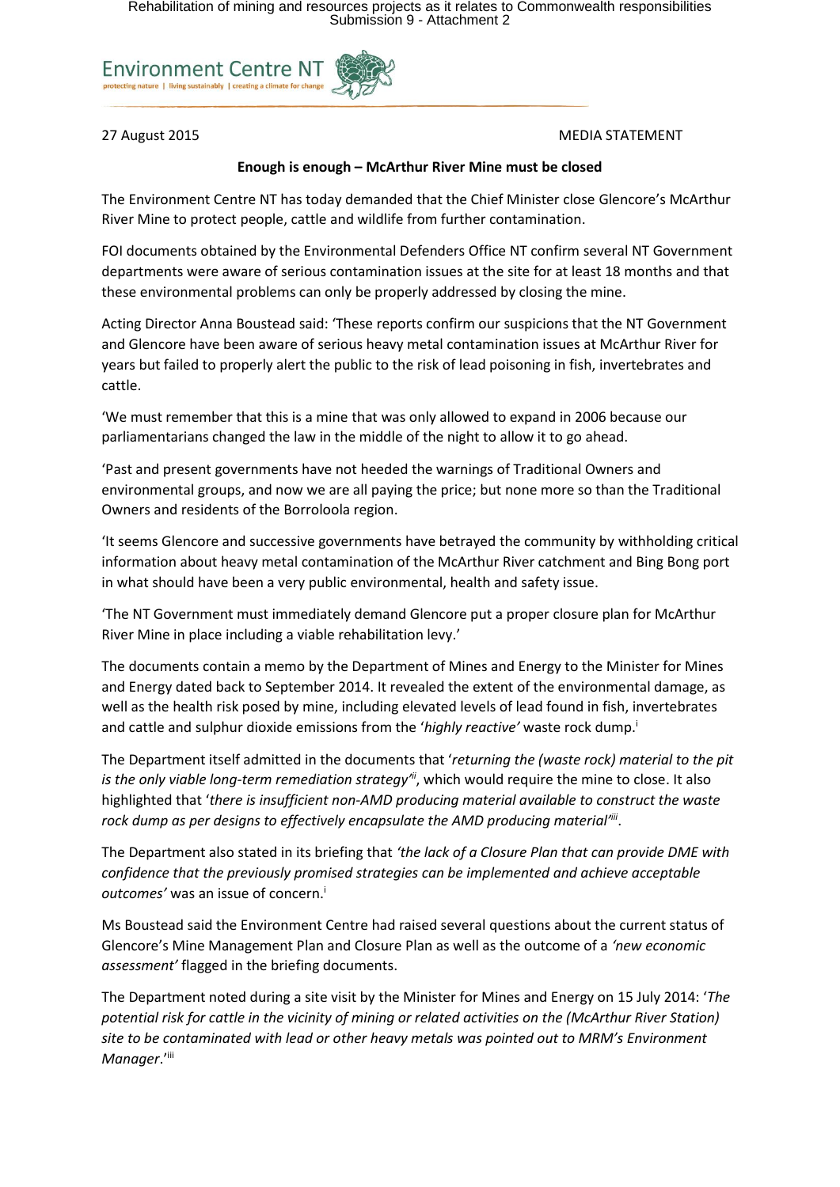Environment Centre NT
protecting nature | living sustainably | creating a climate for change

27 August 2015 MEDIA STATEMENT

**Enough is enough – McArthur River Mine must be closed**

The Environment Centre NT has today demanded that the Chief Minister close Glencore's McArthur River Mine to protect people, cattle and wildlife from further contamination.

FOI documents obtained by the Environmental Defenders Office NT confirm several NT Government departments were aware of serious contamination issues at the site for at least 18 months and that these environmental problems can only be properly addressed by closing the mine.

Acting Director Anna Boustead said: 'These reports confirm our suspicions that the NT Government and Glencore have been aware of serious heavy metal contamination issues at McArthur River for years but failed to properly alert the public to the risk of lead poisoning in fish, invertebrates and cattle.

'We must remember that this is a mine that was only allowed to expand in 2006 because our parliamentarians changed the law in the middle of the night to allow it to go ahead.

'Past and present governments have not heeded the warnings of Traditional Owners and environmental groups, and now we are all paying the price; but none more so than the Traditional Owners and residents of the Borroloola region.

'It seems Glencore and successive governments have betrayed the community by withholding critical information about heavy metal contamination of the McArthur River catchment and Bing Bong port in what should have been a very public environmental, health and safety issue.

'The NT Government must immediately demand Glencore put a proper closure plan for McArthur River Mine in place including a viable rehabilitation levy.'

The documents contain a memo by the Department of Mines and Energy to the Minister for Mines and Energy dated back to September 2014. It revealed the extent of the environmental damage, as well as the health risk posed by mine, including elevated levels of lead found in fish, invertebrates and cattle and sulphur dioxide emissions from the '*highly reactive'* waste rock dump.[i]

The Department itself admitted in the documents that '*returning the (waste rock) material to the pit is the only viable long-term remediation strategy*'[ii], which would require the mine to close. It also highlighted that '*there is insufficient non-AMD producing material available to construct the waste rock dump as per designs to effectively encapsulate the AMD producing material*'[iii].

The Department also stated in its briefing that *'the lack of a Closure Plan that can provide DME with confidence that the previously promised strategies can be implemented and achieve acceptable outcomes'* was an issue of concern.[i]

Ms Boustead said the Environment Centre had raised several questions about the current status of Glencore's Mine Management Plan and Closure Plan as well as the outcome of a *'new economic assessment'* flagged in the briefing documents.

The Department noted during a site visit by the Minister for Mines and Energy on 15 July 2014: '*The potential risk for cattle in the vicinity of mining or related activities on the (McArthur River Station) site to be contaminated with lead or other heavy metals was pointed out to MRM's Environment Manager*.'[iii]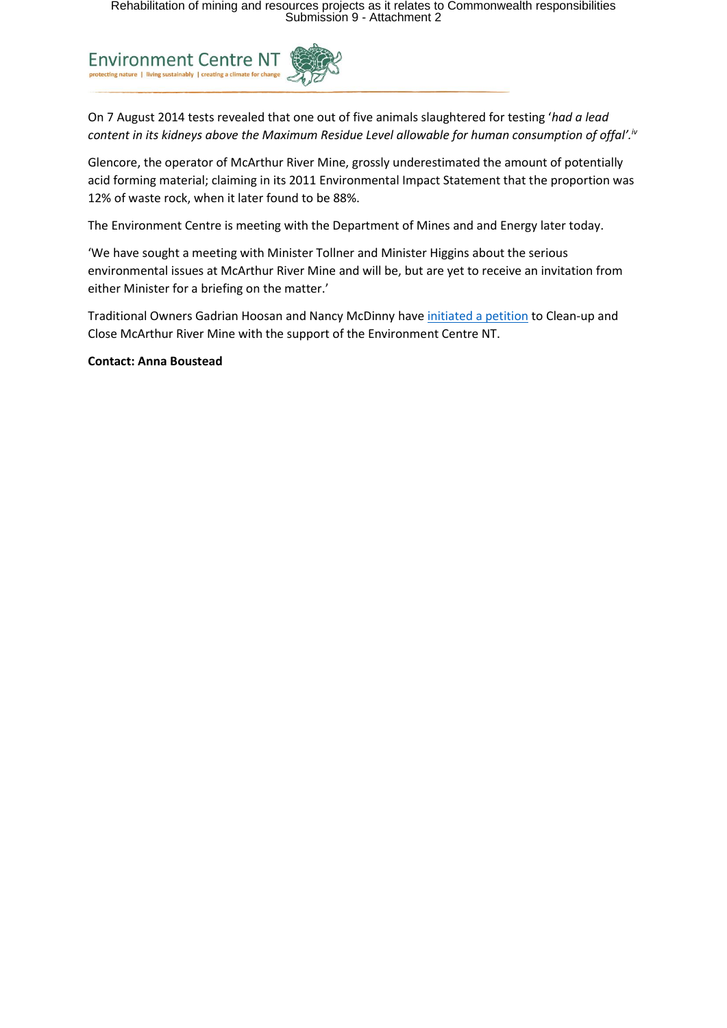On 7 August 2014 tests revealed that one out of five animals slaughtered for testing '*had a lead content in its kidneys above the Maximum Residue Level allowable for human consumption of offal'*.[iv]

Glencore, the operator of McArthur River Mine, grossly underestimated the amount of potentially acid forming material; claiming in its 2011 Environmental Impact Statement that the proportion was 12% of waste rock, when it later found to be 88%.

The Environment Centre is meeting with the Department of Mines and and Energy later today.

'We have sought a meeting with Minister Tollner and Minister Higgins about the serious environmental issues at McArthur River Mine and will be, but are yet to receive an invitation from either Minister for a briefing on the matter.'

Traditional Owners Gadrian Hoosan and Nancy McDinny have initiated a petition to Clean-up and Close McArthur River Mine with the support of the Environment Centre NT.

**Contact: Anna Boustead**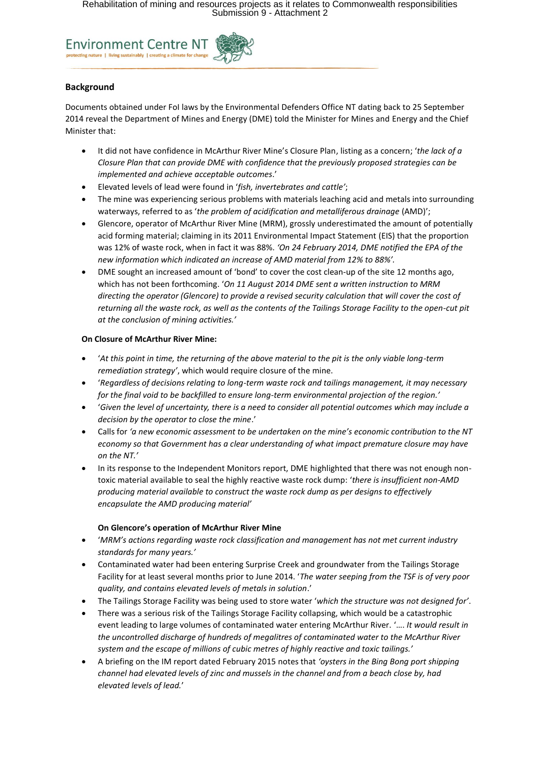## Background

Documents obtained under FoI laws by the Environmental Defenders Office NT dating back to 25 September 2014 reveal the Department of Mines and Energy (DME) told the Minister for Mines and Energy and the Chief Minister that:

- It did not have confidence in McArthur River Mine's Closure Plan, listing as a concern; '*the lack of a Closure Plan that can provide DME with confidence that the previously proposed strategies can be implemented and achieve acceptable outcomes*.'
- Elevated levels of lead were found in '*fish, invertebrates and cattle*';
- The mine was experiencing serious problems with materials leaching acid and metals into surrounding waterways, referred to as '*the problem of acidification and metalliferous drainage* (AMD)';
- Glencore, operator of McArthur River Mine (MRM), grossly underestimated the amount of potentially acid forming material; claiming in its 2011 Environmental Impact Statement (EIS) that the proportion was 12% of waste rock, when in fact it was 88%. *'On 24 February 2014, DME notified the EPA of the new information which indicated an increase of AMD material from 12% to 88%'.*
- DME sought an increased amount of 'bond' to cover the cost clean-up of the site 12 months ago, which has not been forthcoming. '*On 11 August 2014 DME sent a written instruction to MRM directing the operator (Glencore) to provide a revised security calculation that will cover the cost of returning all the waste rock, as well as the contents of the Tailings Storage Facility to the open-cut pit at the conclusion of mining activities.'*

### On Closure of McArthur River Mine:

- '*At this point in time, the returning of the above material to the pit is the only viable long-term remediation strategy'*, which would require closure of the mine.
- '*Regardless of decisions relating to long-term waste rock and tailings management, it may necessary for the final void to be backfilled to ensure long-term environmental projection of the region.'*
- '*Given the level of uncertainty, there is a need to consider all potential outcomes which may include a decision by the operator to close the mine*.'
- Calls for *'a new economic assessment to be undertaken on the mine's economic contribution to the NT economy so that Government has a clear understanding of what impact premature closure may have on the NT.'*
- In its response to the Independent Monitors report, DME highlighted that there was not enough non-toxic material available to seal the highly reactive waste rock dump: '*there is insufficient non-AMD producing material available to construct the waste rock dump as per designs to effectively encapsulate the AMD producing material*'

### On Glencore's operation of McArthur River Mine

- '*MRM's actions regarding waste rock classification and management has not met current industry standards for many years.'*
- Contaminated water had been entering Surprise Creek and groundwater from the Tailings Storage Facility for at least several months prior to June 2014. '*The water seeping from the TSF is of very poor quality, and contains elevated levels of metals in solution*.'
- The Tailings Storage Facility was being used to store water '*which the structure was not designed for'*.
- There was a serious risk of the Tailings Storage Facility collapsing, which would be a catastrophic event leading to large volumes of contaminated water entering McArthur River. '*…. It would result in the uncontrolled discharge of hundreds of megalitres of contaminated water to the McArthur River system and the escape of millions of cubic metres of highly reactive and toxic tailings.'*
- A briefing on the IM report dated February 2015 notes that *'oysters in the Bing Bong port shipping channel had elevated levels of zinc and mussels in the channel and from a beach close by, had elevated levels of lead.*'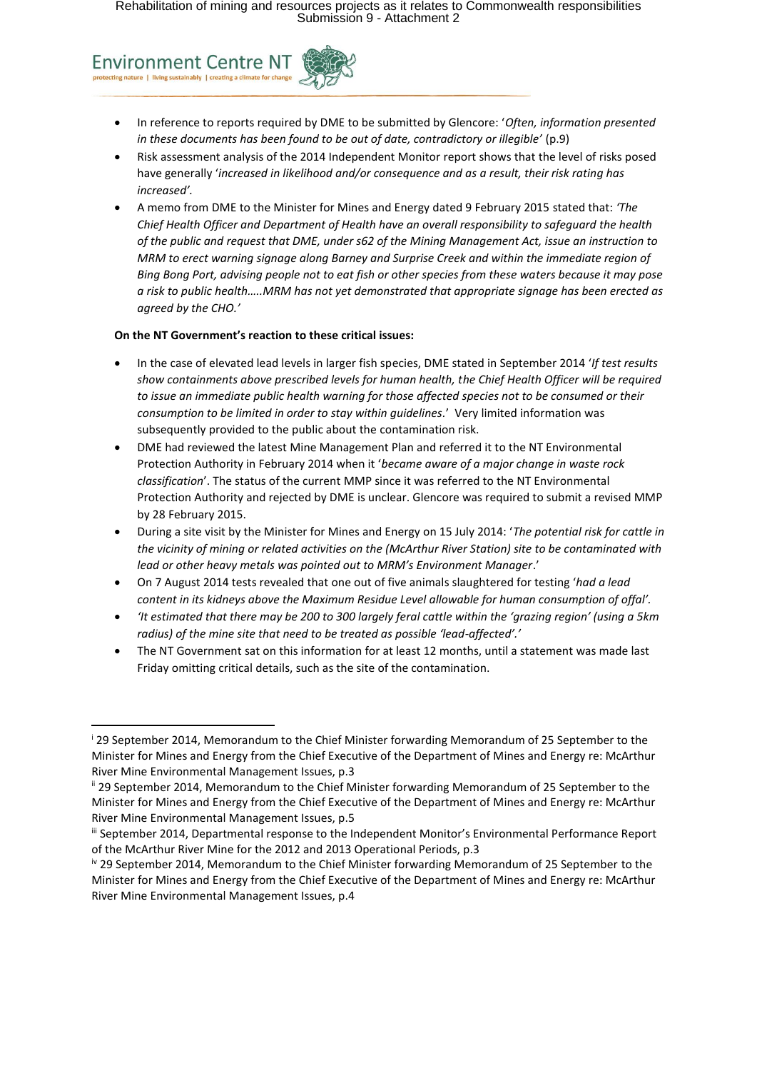- In reference to reports required by DME to be submitted by Glencore: '*Often, information presented in these documents has been found to be out of date, contradictory or illegible'* (p.9)
- Risk assessment analysis of the 2014 Independent Monitor report shows that the level of risks posed have generally '*increased in likelihood and/or consequence and as a result, their risk rating has increased'.*
- A memo from DME to the Minister for Mines and Energy dated 9 February 2015 stated that: *'The Chief Health Officer and Department of Health have an overall responsibility to safeguard the health of the public and request that DME, under s62 of the Mining Management Act, issue an instruction to MRM to erect warning signage along Barney and Surprise Creek and within the immediate region of Bing Bong Port, advising people not to eat fish or other species from these waters because it may pose a risk to public health…..MRM has not yet demonstrated that appropriate signage has been erected as agreed by the CHO.'*

**On the NT Government's reaction to these critical issues:**

- In the case of elevated lead levels in larger fish species, DME stated in September 2014 '*If test results show containments above prescribed levels for human health, the Chief Health Officer will be required to issue an immediate public health warning for those affected species not to be consumed or their consumption to be limited in order to stay within guidelines*.' Very limited information was subsequently provided to the public about the contamination risk.
- DME had reviewed the latest Mine Management Plan and referred it to the NT Environmental Protection Authority in February 2014 when it '*became aware of a major change in waste rock classification*'. The status of the current MMP since it was referred to the NT Environmental Protection Authority and rejected by DME is unclear. Glencore was required to submit a revised MMP by 28 February 2015.
- During a site visit by the Minister for Mines and Energy on 15 July 2014: '*The potential risk for cattle in the vicinity of mining or related activities on the (McArthur River Station) site to be contaminated with lead or other heavy metals was pointed out to MRM's Environment Manager*.'
- On 7 August 2014 tests revealed that one out of five animals slaughtered for testing '*had a lead content in its kidneys above the Maximum Residue Level allowable for human consumption of offal'.*
- *'It estimated that there may be 200 to 300 largely feral cattle within the 'grazing region' (using a 5km radius) of the mine site that need to be treated as possible 'lead-affected'.'*
- The NT Government sat on this information for at least 12 months, until a statement was made last Friday omitting critical details, such as the site of the contamination.

---

[i] 29 September 2014, Memorandum to the Chief Minister forwarding Memorandum of 25 September to the Minister for Mines and Energy from the Chief Executive of the Department of Mines and Energy re: McArthur River Mine Environmental Management Issues, p.3

[ii] 29 September 2014, Memorandum to the Chief Minister forwarding Memorandum of 25 September to the Minister for Mines and Energy from the Chief Executive of the Department of Mines and Energy re: McArthur River Mine Environmental Management Issues, p.5

[iii] September 2014, Departmental response to the Independent Monitor's Environmental Performance Report of the McArthur River Mine for the 2012 and 2013 Operational Periods, p.3

[iv] 29 September 2014, Memorandum to the Chief Minister forwarding Memorandum of 25 September to the Minister for Mines and Energy from the Chief Executive of the Department of Mines and Energy re: McArthur River Mine Environmental Management Issues, p.4